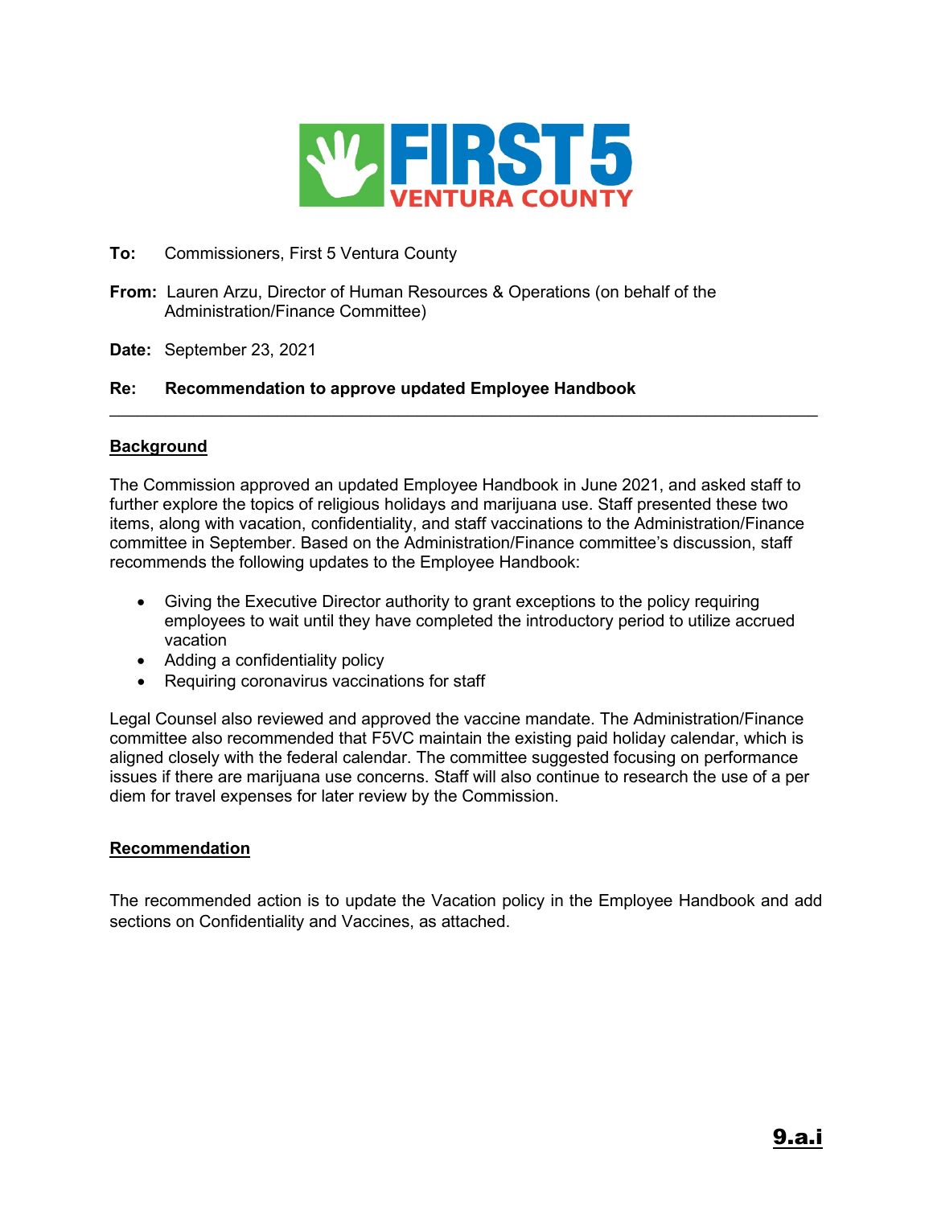**To:** Commissioners, First 5 Ventura County

**From:** Lauren Arzu, Director of Human Resources & Operations (on behalf of the Administration/Finance Committee)

**Date:** September 23, 2021

**Re:** **Recommendation to approve updated Employee Handbook**

---

## Background

The Commission approved an updated Employee Handbook in June 2021, and asked staff to further explore the topics of religious holidays and marijuana use. Staff presented these two items, along with vacation, confidentiality, and staff vaccinations to the Administration/Finance committee in September. Based on the Administration/Finance committee's discussion, staff recommends the following updates to the Employee Handbook:

- Giving the Executive Director authority to grant exceptions to the policy requiring employees to wait until they have completed the introductory period to utilize accrued vacation
- Adding a confidentiality policy
- Requiring coronavirus vaccinations for staff

Legal Counsel also reviewed and approved the vaccine mandate. The Administration/Finance committee also recommended that F5VC maintain the existing paid holiday calendar, which is aligned closely with the federal calendar. The committee suggested focusing on performance issues if there are marijuana use concerns. Staff will also continue to research the use of a per diem for travel expenses for later review by the Commission.

## Recommendation

The recommended action is to update the Vacation policy in the Employee Handbook and add sections on Confidentiality and Vaccines, as attached.

**9.a.i**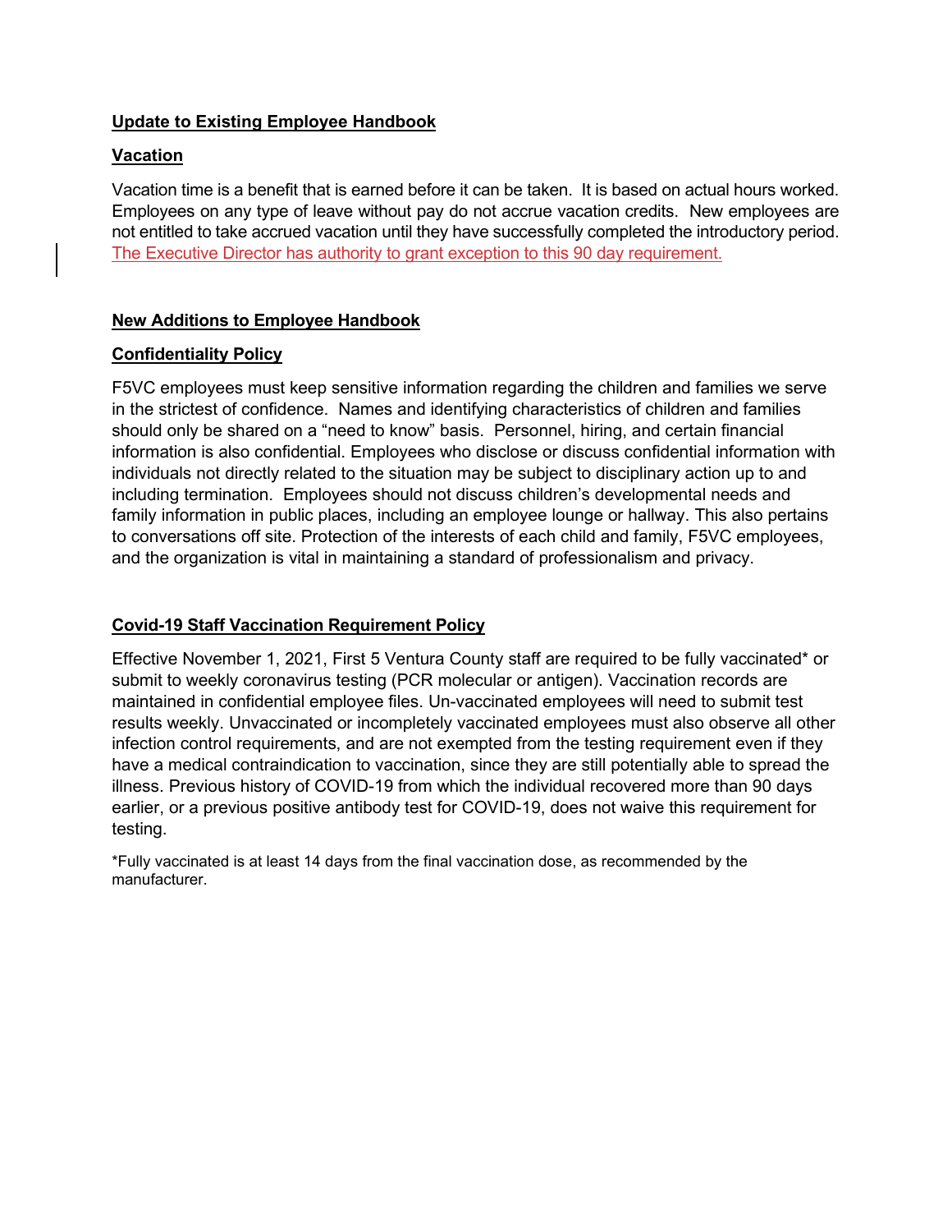## Update to Existing Employee Handbook

### Vacation

Vacation time is a benefit that is earned before it can be taken. It is based on actual hours worked. Employees on any type of leave without pay do not accrue vacation credits. New employees are not entitled to take accrued vacation until they have successfully completed the introductory period. The Executive Director has authority to grant exception to this 90 day requirement.

## New Additions to Employee Handbook

### Confidentiality Policy

F5VC employees must keep sensitive information regarding the children and families we serve in the strictest of confidence. Names and identifying characteristics of children and families should only be shared on a "need to know" basis. Personnel, hiring, and certain financial information is also confidential. Employees who disclose or discuss confidential information with individuals not directly related to the situation may be subject to disciplinary action up to and including termination. Employees should not discuss children's developmental needs and family information in public places, including an employee lounge or hallway. This also pertains to conversations off site. Protection of the interests of each child and family, F5VC employees, and the organization is vital in maintaining a standard of professionalism and privacy.

### Covid-19 Staff Vaccination Requirement Policy

Effective November 1, 2021, First 5 Ventura County staff are required to be fully vaccinated* or submit to weekly coronavirus testing (PCR molecular or antigen). Vaccination records are maintained in confidential employee files. Un-vaccinated employees will need to submit test results weekly. Unvaccinated or incompletely vaccinated employees must also observe all other infection control requirements, and are not exempted from the testing requirement even if they have a medical contraindication to vaccination, since they are still potentially able to spread the illness. Previous history of COVID-19 from which the individual recovered more than 90 days earlier, or a previous positive antibody test for COVID-19, does not waive this requirement for testing.

*Fully vaccinated is at least 14 days from the final vaccination dose, as recommended by the manufacturer.